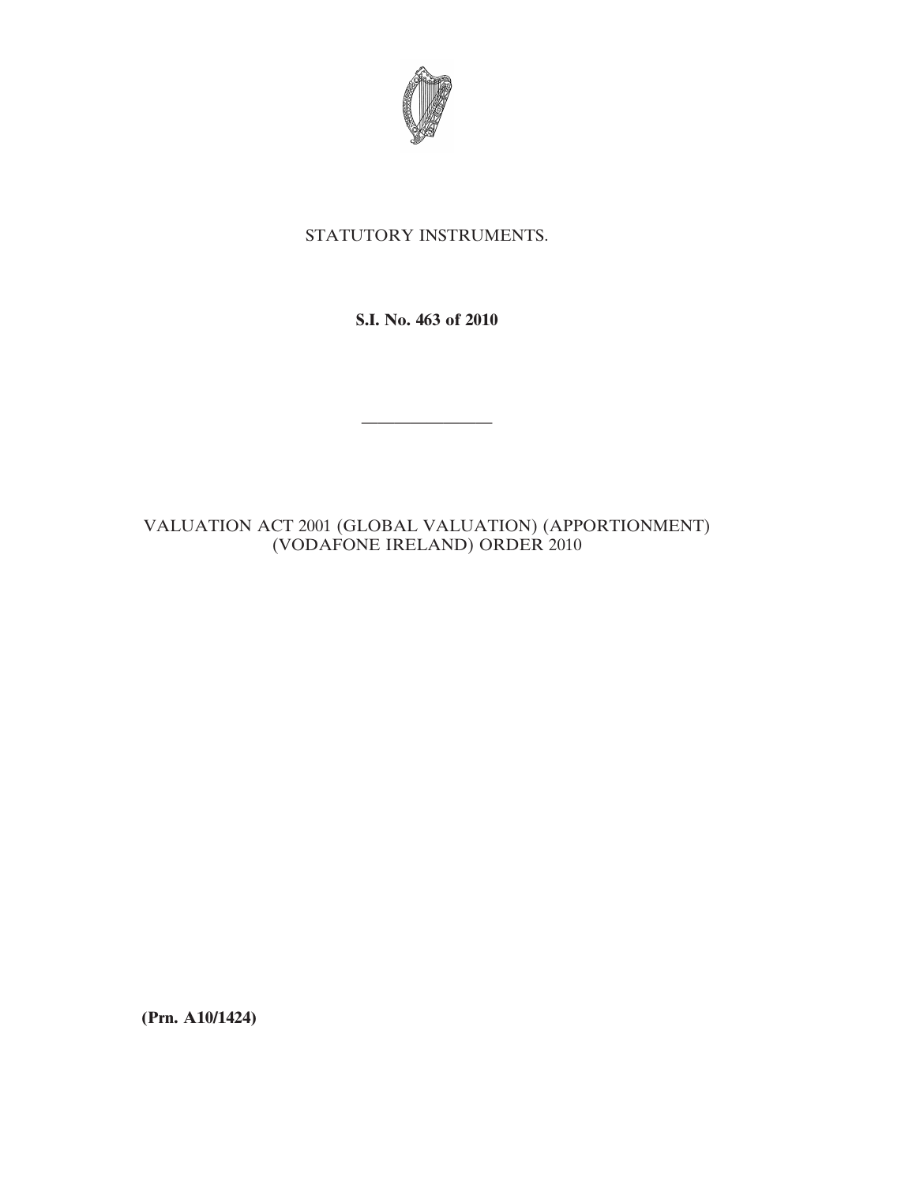STATUTORY INSTRUMENTS.

**S.I. No. 463 of 2010**

---

VALUATION ACT 2001 (GLOBAL VALUATION) (APPORTIONMENT) (VODAFONE IRELAND) ORDER 2010

**(Prn. A10/1424)**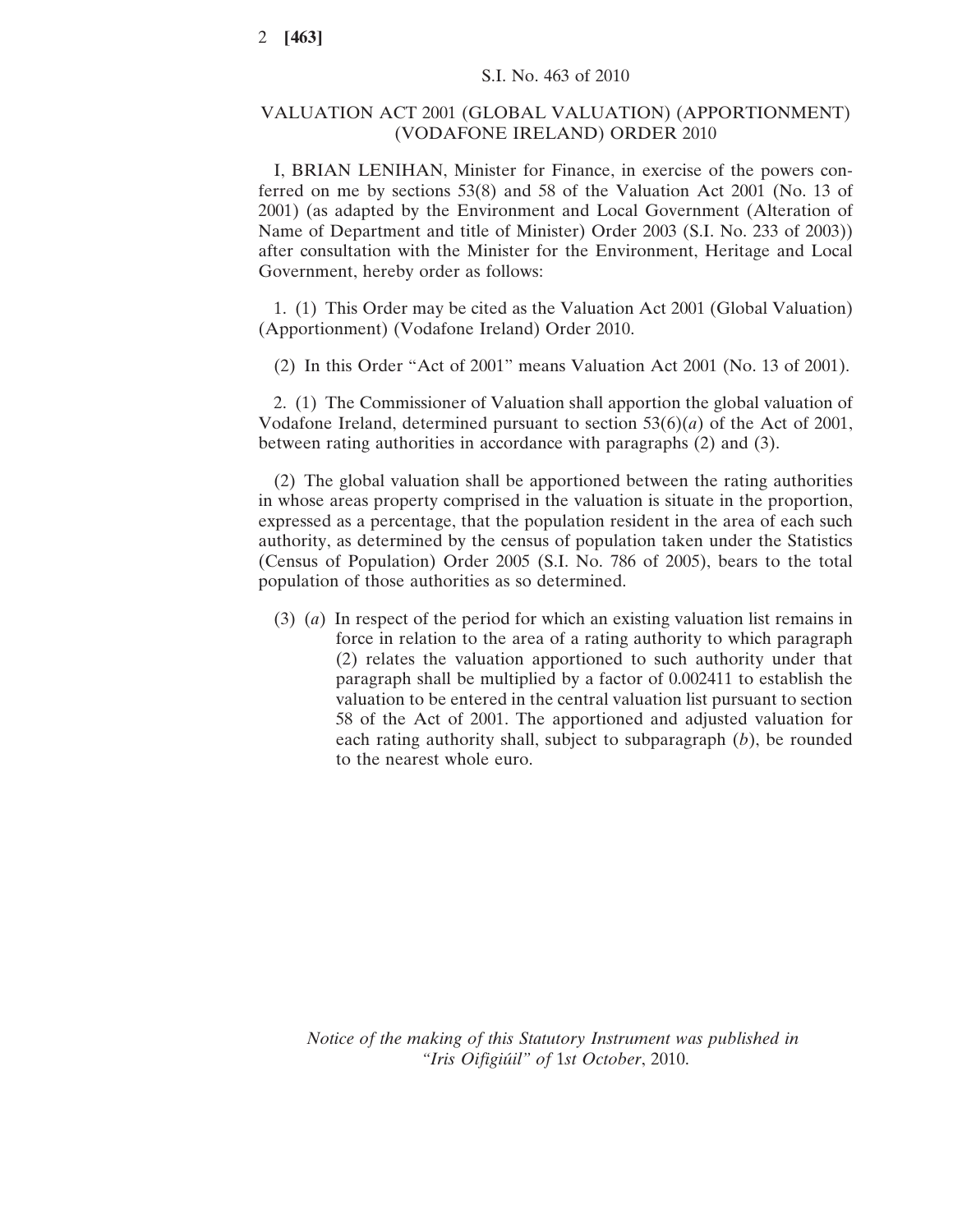S.I. No. 463 of 2010

# VALUATION ACT 2001 (GLOBAL VALUATION) (APPORTIONMENT) (VODAFONE IRELAND) ORDER 2010

I, BRIAN LENIHAN, Minister for Finance, in exercise of the powers conferred on me by sections 53(8) and 58 of the Valuation Act 2001 (No. 13 of 2001) (as adapted by the Environment and Local Government (Alteration of Name of Department and title of Minister) Order 2003 (S.I. No. 233 of 2003)) after consultation with the Minister for the Environment, Heritage and Local Government, hereby order as follows:

1. (1) This Order may be cited as the Valuation Act 2001 (Global Valuation) (Apportionment) (Vodafone Ireland) Order 2010.

(2) In this Order "Act of 2001" means Valuation Act 2001 (No. 13 of 2001).

2. (1) The Commissioner of Valuation shall apportion the global valuation of Vodafone Ireland, determined pursuant to section 53(6)(*a*) of the Act of 2001, between rating authorities in accordance with paragraphs (2) and (3).

(2) The global valuation shall be apportioned between the rating authorities in whose areas property comprised in the valuation is situate in the proportion, expressed as a percentage, that the population resident in the area of each such authority, as determined by the census of population taken under the Statistics (Census of Population) Order 2005 (S.I. No. 786 of 2005), bears to the total population of those authorities as so determined.

(3) (*a*) In respect of the period for which an existing valuation list remains in force in relation to the area of a rating authority to which paragraph (2) relates the valuation apportioned to such authority under that paragraph shall be multiplied by a factor of 0.002411 to establish the valuation to be entered in the central valuation list pursuant to section 58 of the Act of 2001. The apportioned and adjusted valuation for each rating authority shall, subject to subparagraph (*b*), be rounded to the nearest whole euro.

*Notice of the making of this Statutory Instrument was published in "Iris Oifigiúil" of* 1*st October*, 2010.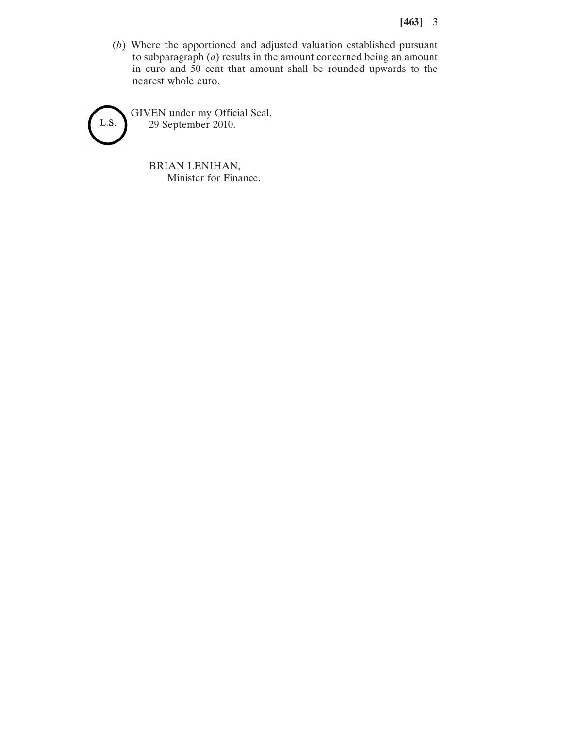(*b*) Where the apportioned and adjusted valuation established pursuant to subparagraph (*a*) results in the amount concerned being an amount in euro and 50 cent that amount shall be rounded upwards to the nearest whole euro.

L.S.

GIVEN under my Official Seal,
29 September 2010.

BRIAN LENIHAN,
Minister for Finance.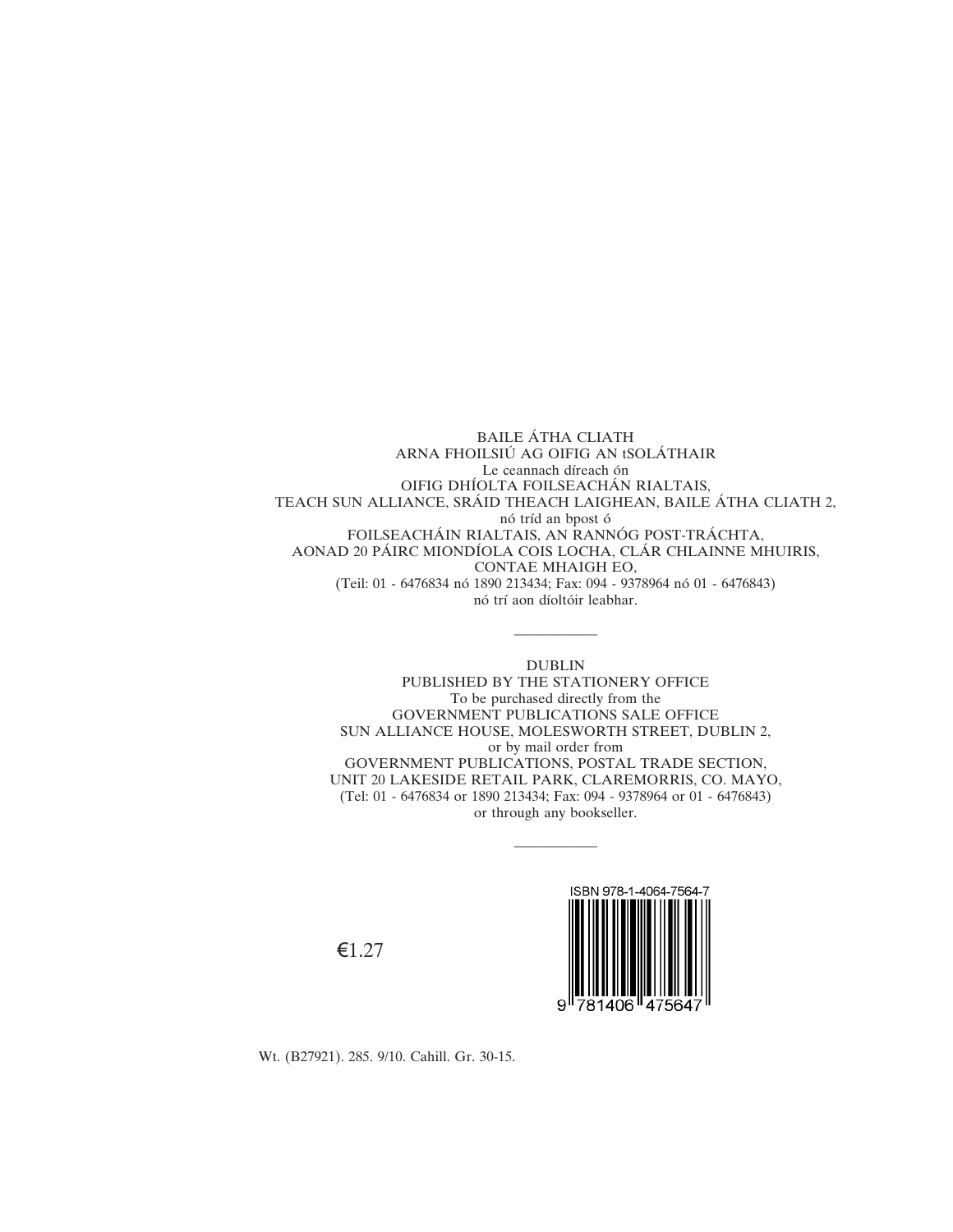BAILE ÁTHA CLIATH
ARNA FHOILSIÚ AG OIFIG AN tSOLÁTHAIR
Le ceannach díreach ón
OIFIG DHÍOLTA FOILSEACHÁN RIALTAIS,
TEACH SUN ALLIANCE, SRÁID THEACH LAIGHEAN, BAILE ÁTHA CLIATH 2,
nó tríd an bpost ó
FOILSEACHÁIN RIALTAIS, AN RANNÓG POST-TRÁCHTA,
AONAD 20 PÁIRC MIONDÍOLA COIS LOCHA, CLÁR CHLAINNE MHUIRIS,
CONTAE MHAIGH EO,
(Teil: 01 - 6476834 nó 1890 213434; Fax: 094 - 9378964 nó 01 - 6476843)
nó trí aon díoltóir leabhar.

---

DUBLIN
PUBLISHED BY THE STATIONERY OFFICE
To be purchased directly from the
GOVERNMENT PUBLICATIONS SALE OFFICE
SUN ALLIANCE HOUSE, MOLESWORTH STREET, DUBLIN 2,
or by mail order from
GOVERNMENT PUBLICATIONS, POSTAL TRADE SECTION,
UNIT 20 LAKESIDE RETAIL PARK, CLAREMORRIS, CO. MAYO,
(Tel: 01 - 6476834 or 1890 213434; Fax: 094 - 9378964 or 01 - 6476843)
or through any bookseller.

---

€1.27

ISBN 978-1-4064-7564-7

9 781406 475647

Wt. (B27921). 285. 9/10. Cahill. Gr. 30-15.